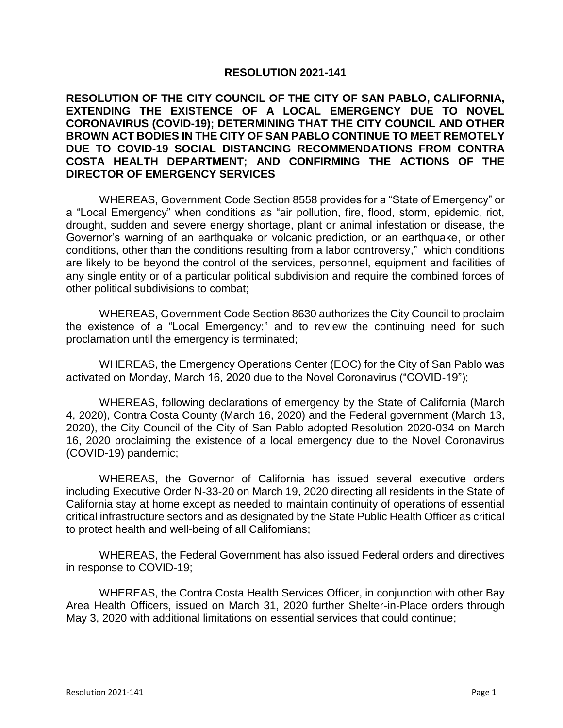# RESOLUTION 2021-141

**RESOLUTION OF THE CITY COUNCIL OF THE CITY OF SAN PABLO, CALIFORNIA, EXTENDING THE EXISTENCE OF A LOCAL EMERGENCY DUE TO NOVEL CORONAVIRUS (COVID-19); DETERMINING THAT THE CITY COUNCIL AND OTHER BROWN ACT BODIES IN THE CITY OF SAN PABLO CONTINUE TO MEET REMOTELY DUE TO COVID-19 SOCIAL DISTANCING RECOMMENDATIONS FROM CONTRA COSTA HEALTH DEPARTMENT; AND CONFIRMING THE ACTIONS OF THE DIRECTOR OF EMERGENCY SERVICES**

WHEREAS, Government Code Section 8558 provides for a "State of Emergency" or a "Local Emergency" when conditions as "air pollution, fire, flood, storm, epidemic, riot, drought, sudden and severe energy shortage, plant or animal infestation or disease, the Governor's warning of an earthquake or volcanic prediction, or an earthquake, or other conditions, other than the conditions resulting from a labor controversy," which conditions are likely to be beyond the control of the services, personnel, equipment and facilities of any single entity or of a particular political subdivision and require the combined forces of other political subdivisions to combat;

WHEREAS, Government Code Section 8630 authorizes the City Council to proclaim the existence of a "Local Emergency;" and to review the continuing need for such proclamation until the emergency is terminated;

WHEREAS, the Emergency Operations Center (EOC) for the City of San Pablo was activated on Monday, March 16, 2020 due to the Novel Coronavirus ("COVID-19");

WHEREAS, following declarations of emergency by the State of California (March 4, 2020), Contra Costa County (March 16, 2020) and the Federal government (March 13, 2020), the City Council of the City of San Pablo adopted Resolution 2020-034 on March 16, 2020 proclaiming the existence of a local emergency due to the Novel Coronavirus (COVID-19) pandemic;

WHEREAS, the Governor of California has issued several executive orders including Executive Order N-33-20 on March 19, 2020 directing all residents in the State of California stay at home except as needed to maintain continuity of operations of essential critical infrastructure sectors and as designated by the State Public Health Officer as critical to protect health and well-being of all Californians;

WHEREAS, the Federal Government has also issued Federal orders and directives in response to COVID-19;

WHEREAS, the Contra Costa Health Services Officer, in conjunction with other Bay Area Health Officers, issued on March 31, 2020 further Shelter-in-Place orders through May 3, 2020 with additional limitations on essential services that could continue;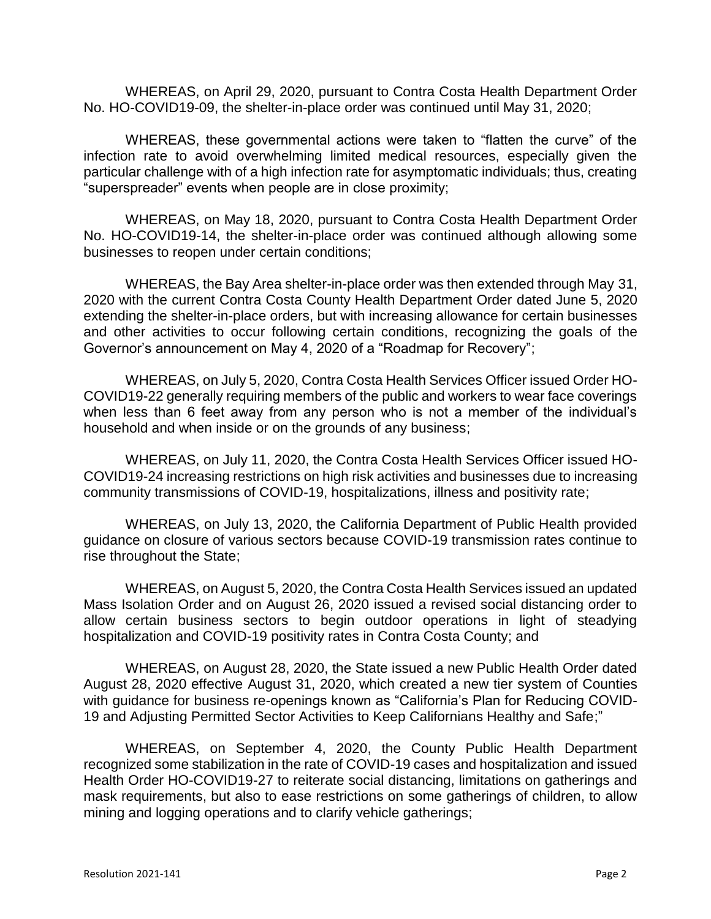WHEREAS, on April 29, 2020, pursuant to Contra Costa Health Department Order No. HO-COVID19-09, the shelter-in-place order was continued until May 31, 2020;

WHEREAS, these governmental actions were taken to "flatten the curve" of the infection rate to avoid overwhelming limited medical resources, especially given the particular challenge with of a high infection rate for asymptomatic individuals; thus, creating "superspreader" events when people are in close proximity;

WHEREAS, on May 18, 2020, pursuant to Contra Costa Health Department Order No. HO-COVID19-14, the shelter-in-place order was continued although allowing some businesses to reopen under certain conditions;

WHEREAS, the Bay Area shelter-in-place order was then extended through May 31, 2020 with the current Contra Costa County Health Department Order dated June 5, 2020 extending the shelter-in-place orders, but with increasing allowance for certain businesses and other activities to occur following certain conditions, recognizing the goals of the Governor's announcement on May 4, 2020 of a "Roadmap for Recovery";

WHEREAS, on July 5, 2020, Contra Costa Health Services Officer issued Order HO-COVID19-22 generally requiring members of the public and workers to wear face coverings when less than 6 feet away from any person who is not a member of the individual's household and when inside or on the grounds of any business;

WHEREAS, on July 11, 2020, the Contra Costa Health Services Officer issued HO-COVID19-24 increasing restrictions on high risk activities and businesses due to increasing community transmissions of COVID-19, hospitalizations, illness and positivity rate;

WHEREAS, on July 13, 2020, the California Department of Public Health provided guidance on closure of various sectors because COVID-19 transmission rates continue to rise throughout the State;

WHEREAS, on August 5, 2020, the Contra Costa Health Services issued an updated Mass Isolation Order and on August 26, 2020 issued a revised social distancing order to allow certain business sectors to begin outdoor operations in light of steadying hospitalization and COVID-19 positivity rates in Contra Costa County; and

WHEREAS, on August 28, 2020, the State issued a new Public Health Order dated August 28, 2020 effective August 31, 2020, which created a new tier system of Counties with guidance for business re-openings known as "California's Plan for Reducing COVID-19 and Adjusting Permitted Sector Activities to Keep Californians Healthy and Safe;"

WHEREAS, on September 4, 2020, the County Public Health Department recognized some stabilization in the rate of COVID-19 cases and hospitalization and issued Health Order HO-COVID19-27 to reiterate social distancing, limitations on gatherings and mask requirements, but also to ease restrictions on some gatherings of children, to allow mining and logging operations and to clarify vehicle gatherings;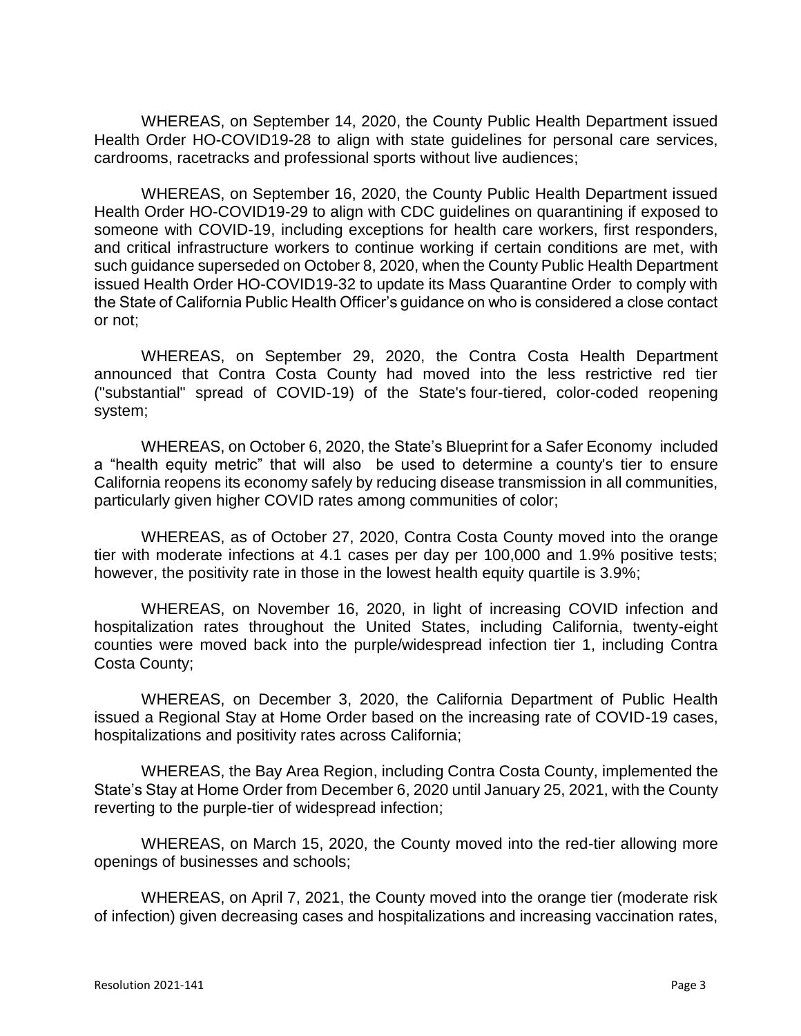WHEREAS, on September 14, 2020, the County Public Health Department issued Health Order HO-COVID19-28 to align with state guidelines for personal care services, cardrooms, racetracks and professional sports without live audiences;

WHEREAS, on September 16, 2020, the County Public Health Department issued Health Order HO-COVID19-29 to align with CDC guidelines on quarantining if exposed to someone with COVID-19, including exceptions for health care workers, first responders, and critical infrastructure workers to continue working if certain conditions are met, with such guidance superseded on October 8, 2020, when the County Public Health Department issued Health Order HO-COVID19-32 to update its Mass Quarantine Order to comply with the State of California Public Health Officer's guidance on who is considered a close contact or not;

WHEREAS, on September 29, 2020, the Contra Costa Health Department announced that Contra Costa County had moved into the less restrictive red tier ("substantial" spread of COVID-19) of the State's four-tiered, color-coded reopening system;

WHEREAS, on October 6, 2020, the State's Blueprint for a Safer Economy included a "health equity metric" that will also be used to determine a county's tier to ensure California reopens its economy safely by reducing disease transmission in all communities, particularly given higher COVID rates among communities of color;

WHEREAS, as of October 27, 2020, Contra Costa County moved into the orange tier with moderate infections at 4.1 cases per day per 100,000 and 1.9% positive tests; however, the positivity rate in those in the lowest health equity quartile is 3.9%;

WHEREAS, on November 16, 2020, in light of increasing COVID infection and hospitalization rates throughout the United States, including California, twenty-eight counties were moved back into the purple/widespread infection tier 1, including Contra Costa County;

WHEREAS, on December 3, 2020, the California Department of Public Health issued a Regional Stay at Home Order based on the increasing rate of COVID-19 cases, hospitalizations and positivity rates across California;

WHEREAS, the Bay Area Region, including Contra Costa County, implemented the State's Stay at Home Order from December 6, 2020 until January 25, 2021, with the County reverting to the purple-tier of widespread infection;

WHEREAS, on March 15, 2020, the County moved into the red-tier allowing more openings of businesses and schools;

WHEREAS, on April 7, 2021, the County moved into the orange tier (moderate risk of infection) given decreasing cases and hospitalizations and increasing vaccination rates,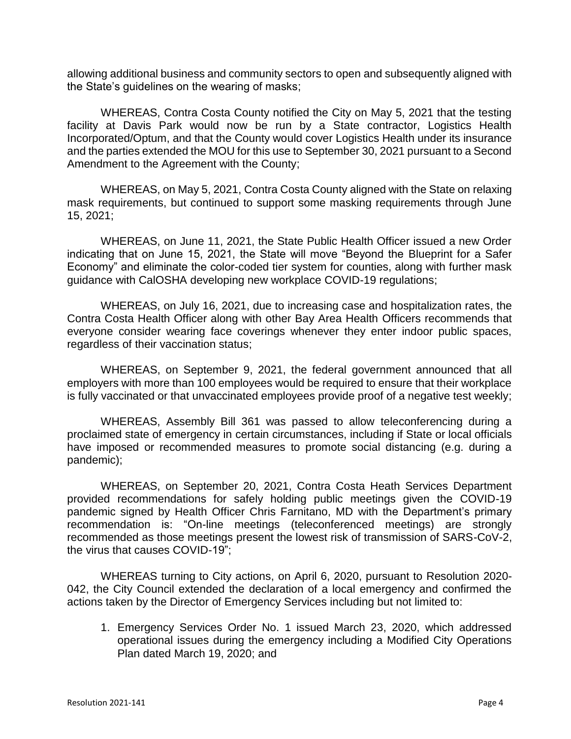allowing additional business and community sectors to open and subsequently aligned with the State's guidelines on the wearing of masks;

WHEREAS, Contra Costa County notified the City on May 5, 2021 that the testing facility at Davis Park would now be run by a State contractor, Logistics Health Incorporated/Optum, and that the County would cover Logistics Health under its insurance and the parties extended the MOU for this use to September 30, 2021 pursuant to a Second Amendment to the Agreement with the County;

WHEREAS, on May 5, 2021, Contra Costa County aligned with the State on relaxing mask requirements, but continued to support some masking requirements through June 15, 2021;

WHEREAS, on June 11, 2021, the State Public Health Officer issued a new Order indicating that on June 15, 2021, the State will move "Beyond the Blueprint for a Safer Economy" and eliminate the color-coded tier system for counties, along with further mask guidance with CalOSHA developing new workplace COVID-19 regulations;

WHEREAS, on July 16, 2021, due to increasing case and hospitalization rates, the Contra Costa Health Officer along with other Bay Area Health Officers recommends that everyone consider wearing face coverings whenever they enter indoor public spaces, regardless of their vaccination status;

WHEREAS, on September 9, 2021, the federal government announced that all employers with more than 100 employees would be required to ensure that their workplace is fully vaccinated or that unvaccinated employees provide proof of a negative test weekly;

WHEREAS, Assembly Bill 361 was passed to allow teleconferencing during a proclaimed state of emergency in certain circumstances, including if State or local officials have imposed or recommended measures to promote social distancing (e.g. during a pandemic);

WHEREAS, on September 20, 2021, Contra Costa Heath Services Department provided recommendations for safely holding public meetings given the COVID-19 pandemic signed by Health Officer Chris Farnitano, MD with the Department's primary recommendation is: "On-line meetings (teleconferenced meetings) are strongly recommended as those meetings present the lowest risk of transmission of SARS-CoV-2, the virus that causes COVID-19";

WHEREAS turning to City actions, on April 6, 2020, pursuant to Resolution 2020-042, the City Council extended the declaration of a local emergency and confirmed the actions taken by the Director of Emergency Services including but not limited to:

1. Emergency Services Order No. 1 issued March 23, 2020, which addressed operational issues during the emergency including a Modified City Operations Plan dated March 19, 2020; and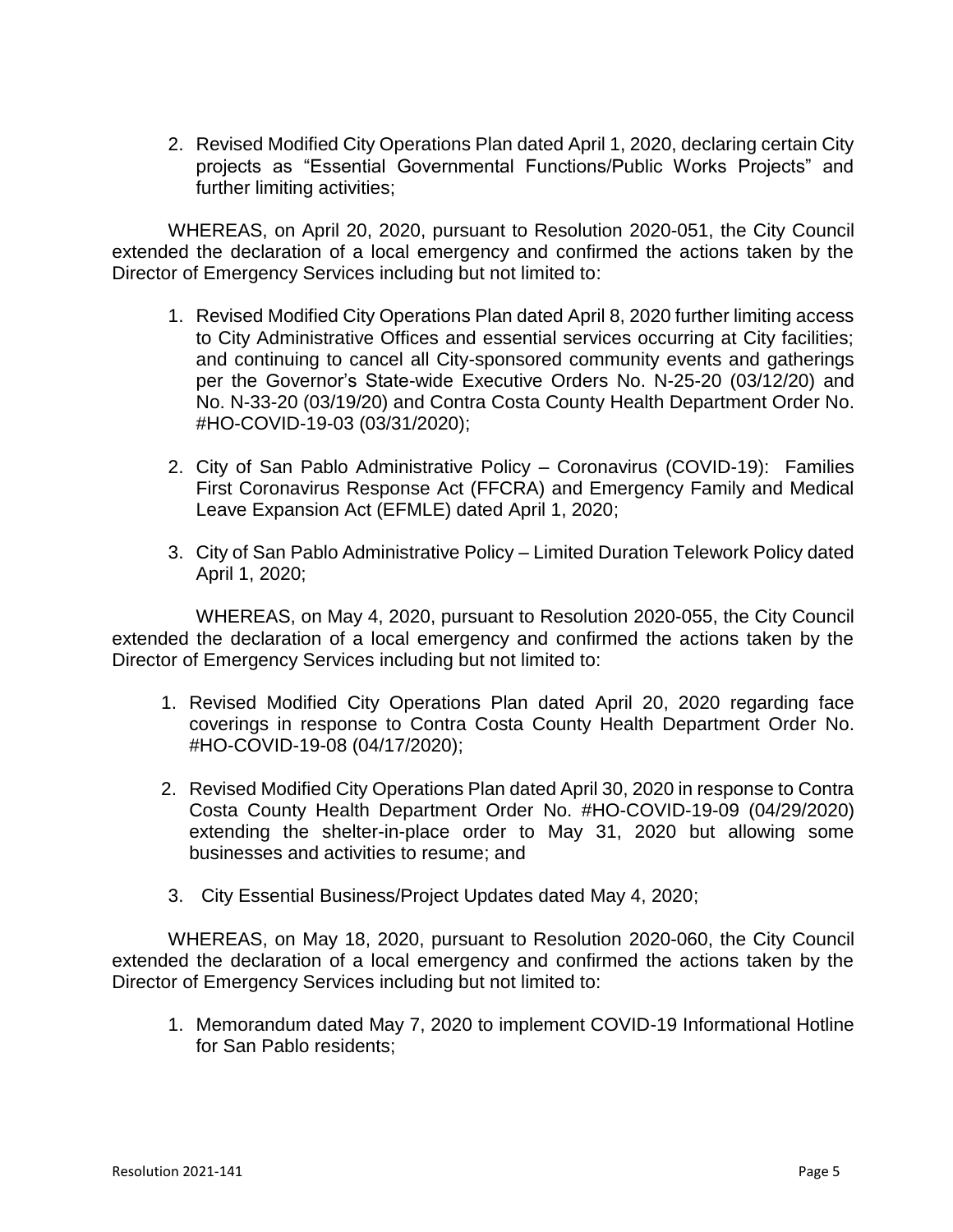2. Revised Modified City Operations Plan dated April 1, 2020, declaring certain City projects as "Essential Governmental Functions/Public Works Projects" and further limiting activities;

WHEREAS, on April 20, 2020, pursuant to Resolution 2020-051, the City Council extended the declaration of a local emergency and confirmed the actions taken by the Director of Emergency Services including but not limited to:

1. Revised Modified City Operations Plan dated April 8, 2020 further limiting access to City Administrative Offices and essential services occurring at City facilities; and continuing to cancel all City-sponsored community events and gatherings per the Governor's State-wide Executive Orders No. N-25-20 (03/12/20) and No. N-33-20 (03/19/20) and Contra Costa County Health Department Order No. #HO-COVID-19-03 (03/31/2020);

2. City of San Pablo Administrative Policy – Coronavirus (COVID-19): Families First Coronavirus Response Act (FFCRA) and Emergency Family and Medical Leave Expansion Act (EFMLE) dated April 1, 2020;

3. City of San Pablo Administrative Policy – Limited Duration Telework Policy dated April 1, 2020;

WHEREAS, on May 4, 2020, pursuant to Resolution 2020-055, the City Council extended the declaration of a local emergency and confirmed the actions taken by the Director of Emergency Services including but not limited to:

1. Revised Modified City Operations Plan dated April 20, 2020 regarding face coverings in response to Contra Costa County Health Department Order No. #HO-COVID-19-08 (04/17/2020);

2. Revised Modified City Operations Plan dated April 30, 2020 in response to Contra Costa County Health Department Order No. #HO-COVID-19-09 (04/29/2020) extending the shelter-in-place order to May 31, 2020 but allowing some businesses and activities to resume; and

3. City Essential Business/Project Updates dated May 4, 2020;

WHEREAS, on May 18, 2020, pursuant to Resolution 2020-060, the City Council extended the declaration of a local emergency and confirmed the actions taken by the Director of Emergency Services including but not limited to:

1. Memorandum dated May 7, 2020 to implement COVID-19 Informational Hotline for San Pablo residents;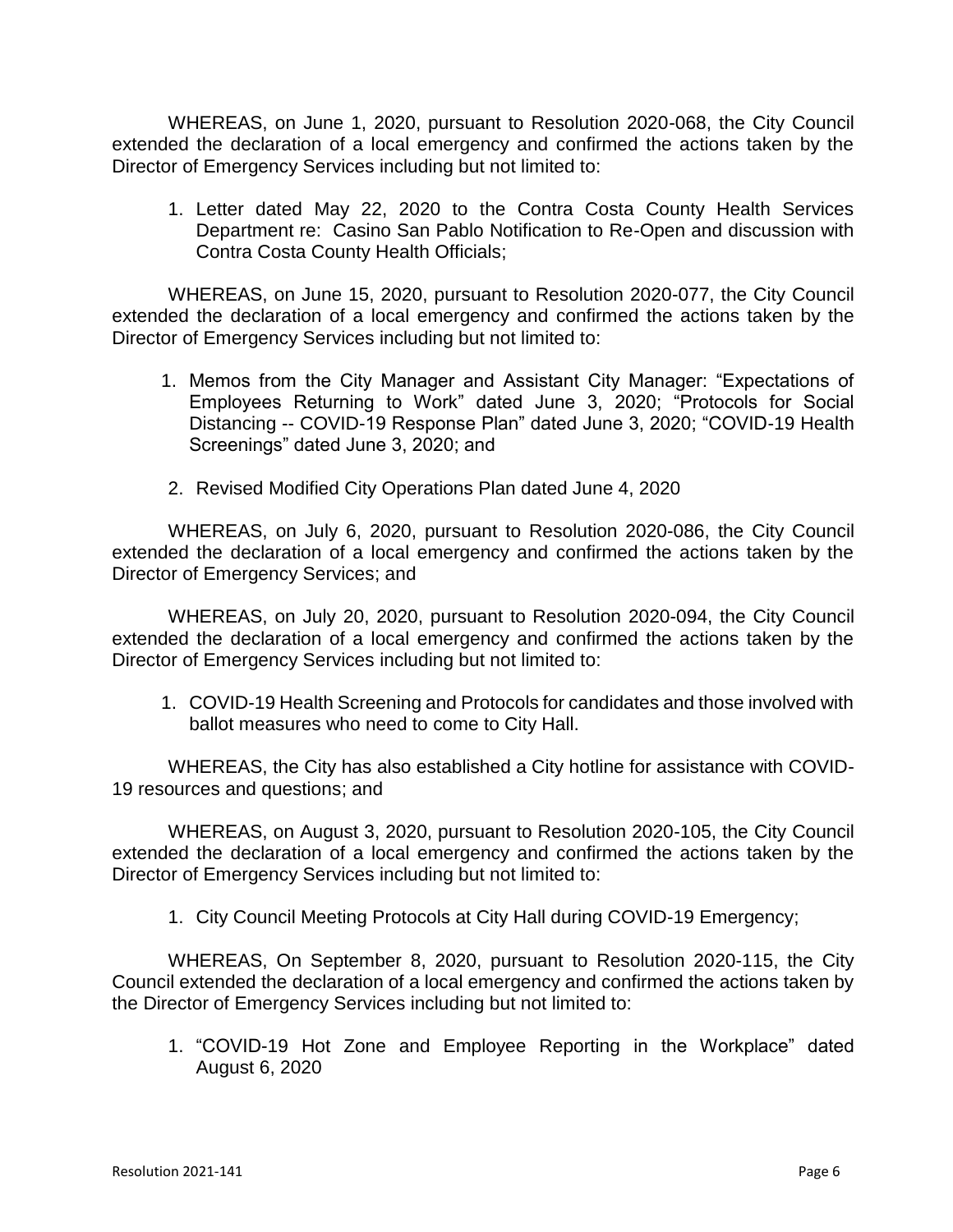WHEREAS, on June 1, 2020, pursuant to Resolution 2020-068, the City Council extended the declaration of a local emergency and confirmed the actions taken by the Director of Emergency Services including but not limited to:

1. Letter dated May 22, 2020 to the Contra Costa County Health Services Department re: Casino San Pablo Notification to Re-Open and discussion with Contra Costa County Health Officials;

WHEREAS, on June 15, 2020, pursuant to Resolution 2020-077, the City Council extended the declaration of a local emergency and confirmed the actions taken by the Director of Emergency Services including but not limited to:

1. Memos from the City Manager and Assistant City Manager: "Expectations of Employees Returning to Work" dated June 3, 2020; "Protocols for Social Distancing -- COVID-19 Response Plan" dated June 3, 2020; "COVID-19 Health Screenings" dated June 3, 2020; and
2. Revised Modified City Operations Plan dated June 4, 2020

WHEREAS, on July 6, 2020, pursuant to Resolution 2020-086, the City Council extended the declaration of a local emergency and confirmed the actions taken by the Director of Emergency Services; and

WHEREAS, on July 20, 2020, pursuant to Resolution 2020-094, the City Council extended the declaration of a local emergency and confirmed the actions taken by the Director of Emergency Services including but not limited to:

1. COVID-19 Health Screening and Protocols for candidates and those involved with ballot measures who need to come to City Hall.

WHEREAS, the City has also established a City hotline for assistance with COVID-19 resources and questions; and

WHEREAS, on August 3, 2020, pursuant to Resolution 2020-105, the City Council extended the declaration of a local emergency and confirmed the actions taken by the Director of Emergency Services including but not limited to:

1. City Council Meeting Protocols at City Hall during COVID-19 Emergency;

WHEREAS, On September 8, 2020, pursuant to Resolution 2020-115, the City Council extended the declaration of a local emergency and confirmed the actions taken by the Director of Emergency Services including but not limited to:

1. "COVID-19 Hot Zone and Employee Reporting in the Workplace" dated August 6, 2020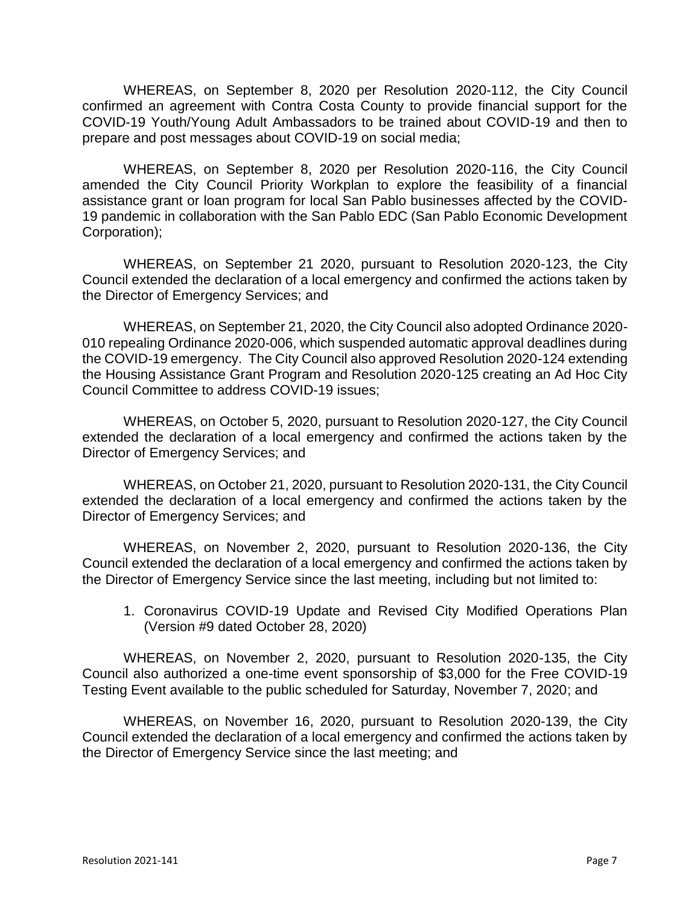WHEREAS, on September 8, 2020 per Resolution 2020-112, the City Council confirmed an agreement with Contra Costa County to provide financial support for the COVID-19 Youth/Young Adult Ambassadors to be trained about COVID-19 and then to prepare and post messages about COVID-19 on social media;

WHEREAS, on September 8, 2020 per Resolution 2020-116, the City Council amended the City Council Priority Workplan to explore the feasibility of a financial assistance grant or loan program for local San Pablo businesses affected by the COVID-19 pandemic in collaboration with the San Pablo EDC (San Pablo Economic Development Corporation);

WHEREAS, on September 21 2020, pursuant to Resolution 2020-123, the City Council extended the declaration of a local emergency and confirmed the actions taken by the Director of Emergency Services; and

WHEREAS, on September 21, 2020, the City Council also adopted Ordinance 2020-010 repealing Ordinance 2020-006, which suspended automatic approval deadlines during the COVID-19 emergency. The City Council also approved Resolution 2020-124 extending the Housing Assistance Grant Program and Resolution 2020-125 creating an Ad Hoc City Council Committee to address COVID-19 issues;

WHEREAS, on October 5, 2020, pursuant to Resolution 2020-127, the City Council extended the declaration of a local emergency and confirmed the actions taken by the Director of Emergency Services; and

WHEREAS, on October 21, 2020, pursuant to Resolution 2020-131, the City Council extended the declaration of a local emergency and confirmed the actions taken by the Director of Emergency Services; and

WHEREAS, on November 2, 2020, pursuant to Resolution 2020-136, the City Council extended the declaration of a local emergency and confirmed the actions taken by the Director of Emergency Service since the last meeting, including but not limited to:

1. Coronavirus COVID-19 Update and Revised City Modified Operations Plan (Version #9 dated October 28, 2020)

WHEREAS, on November 2, 2020, pursuant to Resolution 2020-135, the City Council also authorized a one-time event sponsorship of $3,000 for the Free COVID-19 Testing Event available to the public scheduled for Saturday, November 7, 2020; and

WHEREAS, on November 16, 2020, pursuant to Resolution 2020-139, the City Council extended the declaration of a local emergency and confirmed the actions taken by the Director of Emergency Service since the last meeting; and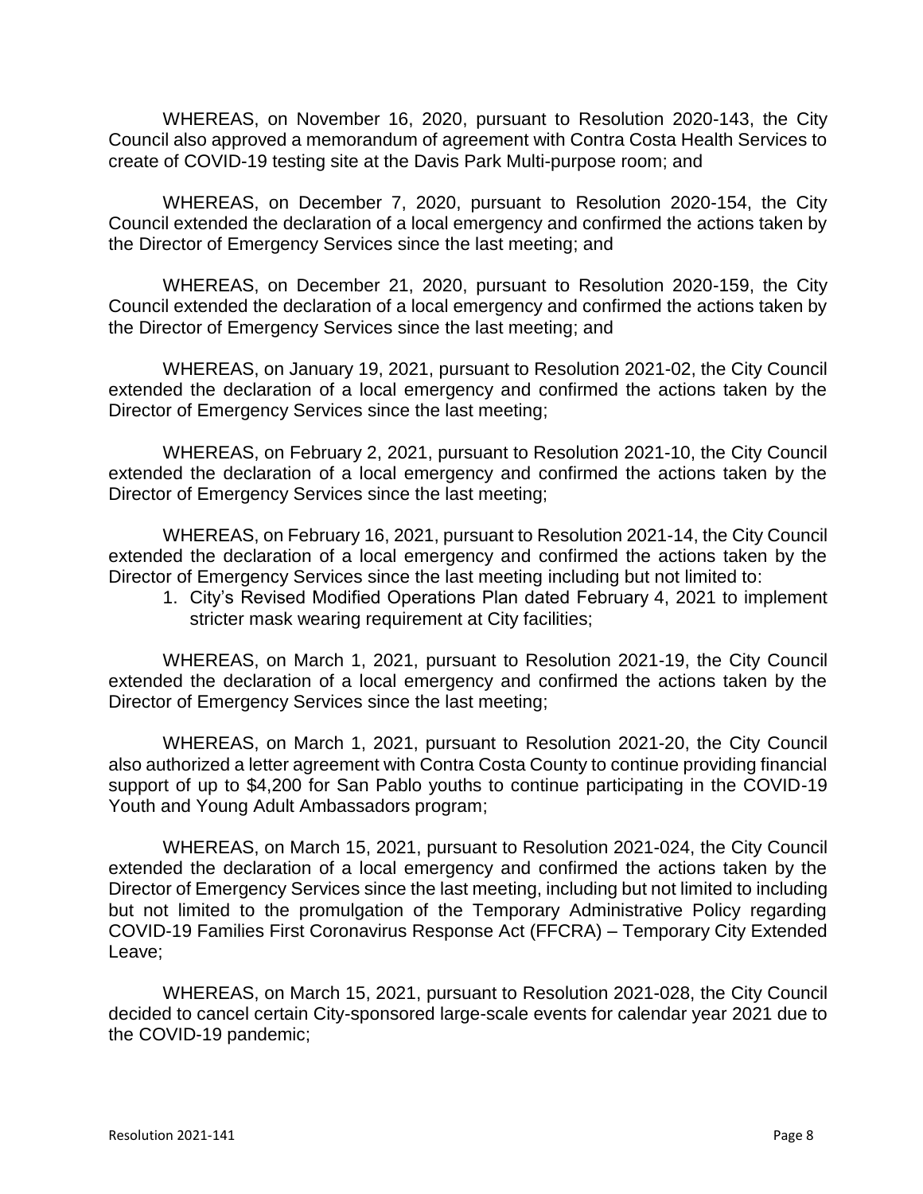WHEREAS, on November 16, 2020, pursuant to Resolution 2020-143, the City Council also approved a memorandum of agreement with Contra Costa Health Services to create of COVID-19 testing site at the Davis Park Multi-purpose room; and

WHEREAS, on December 7, 2020, pursuant to Resolution 2020-154, the City Council extended the declaration of a local emergency and confirmed the actions taken by the Director of Emergency Services since the last meeting; and

WHEREAS, on December 21, 2020, pursuant to Resolution 2020-159, the City Council extended the declaration of a local emergency and confirmed the actions taken by the Director of Emergency Services since the last meeting; and

WHEREAS, on January 19, 2021, pursuant to Resolution 2021-02, the City Council extended the declaration of a local emergency and confirmed the actions taken by the Director of Emergency Services since the last meeting;

WHEREAS, on February 2, 2021, pursuant to Resolution 2021-10, the City Council extended the declaration of a local emergency and confirmed the actions taken by the Director of Emergency Services since the last meeting;

WHEREAS, on February 16, 2021, pursuant to Resolution 2021-14, the City Council extended the declaration of a local emergency and confirmed the actions taken by the Director of Emergency Services since the last meeting including but not limited to:

1. City's Revised Modified Operations Plan dated February 4, 2021 to implement stricter mask wearing requirement at City facilities;

WHEREAS, on March 1, 2021, pursuant to Resolution 2021-19, the City Council extended the declaration of a local emergency and confirmed the actions taken by the Director of Emergency Services since the last meeting;

WHEREAS, on March 1, 2021, pursuant to Resolution 2021-20, the City Council also authorized a letter agreement with Contra Costa County to continue providing financial support of up to $4,200 for San Pablo youths to continue participating in the COVID-19 Youth and Young Adult Ambassadors program;

WHEREAS, on March 15, 2021, pursuant to Resolution 2021-024, the City Council extended the declaration of a local emergency and confirmed the actions taken by the Director of Emergency Services since the last meeting, including but not limited to including but not limited to the promulgation of the Temporary Administrative Policy regarding COVID-19 Families First Coronavirus Response Act (FFCRA) – Temporary City Extended Leave;

WHEREAS, on March 15, 2021, pursuant to Resolution 2021-028, the City Council decided to cancel certain City-sponsored large-scale events for calendar year 2021 due to the COVID-19 pandemic;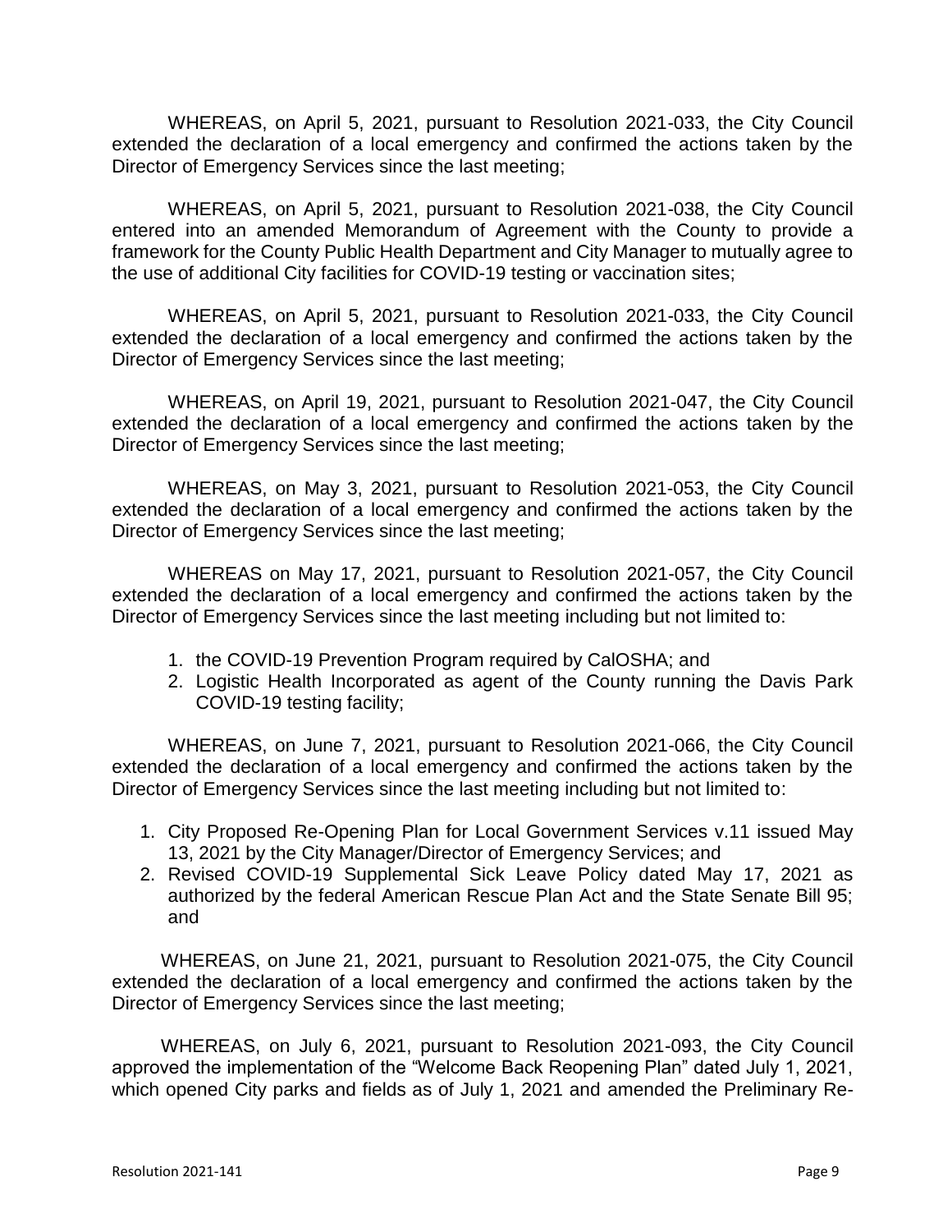WHEREAS, on April 5, 2021, pursuant to Resolution 2021-033, the City Council extended the declaration of a local emergency and confirmed the actions taken by the Director of Emergency Services since the last meeting;

WHEREAS, on April 5, 2021, pursuant to Resolution 2021-038, the City Council entered into an amended Memorandum of Agreement with the County to provide a framework for the County Public Health Department and City Manager to mutually agree to the use of additional City facilities for COVID-19 testing or vaccination sites;

WHEREAS, on April 5, 2021, pursuant to Resolution 2021-033, the City Council extended the declaration of a local emergency and confirmed the actions taken by the Director of Emergency Services since the last meeting;

WHEREAS, on April 19, 2021, pursuant to Resolution 2021-047, the City Council extended the declaration of a local emergency and confirmed the actions taken by the Director of Emergency Services since the last meeting;

WHEREAS, on May 3, 2021, pursuant to Resolution 2021-053, the City Council extended the declaration of a local emergency and confirmed the actions taken by the Director of Emergency Services since the last meeting;

WHEREAS on May 17, 2021, pursuant to Resolution 2021-057, the City Council extended the declaration of a local emergency and confirmed the actions taken by the Director of Emergency Services since the last meeting including but not limited to:

1. the COVID-19 Prevention Program required by CalOSHA; and
2. Logistic Health Incorporated as agent of the County running the Davis Park COVID-19 testing facility;

WHEREAS, on June 7, 2021, pursuant to Resolution 2021-066, the City Council extended the declaration of a local emergency and confirmed the actions taken by the Director of Emergency Services since the last meeting including but not limited to:

1. City Proposed Re-Opening Plan for Local Government Services v.11 issued May 13, 2021 by the City Manager/Director of Emergency Services; and
2. Revised COVID-19 Supplemental Sick Leave Policy dated May 17, 2021 as authorized by the federal American Rescue Plan Act and the State Senate Bill 95; and

WHEREAS, on June 21, 2021, pursuant to Resolution 2021-075, the City Council extended the declaration of a local emergency and confirmed the actions taken by the Director of Emergency Services since the last meeting;

WHEREAS, on July 6, 2021, pursuant to Resolution 2021-093, the City Council approved the implementation of the "Welcome Back Reopening Plan" dated July 1, 2021, which opened City parks and fields as of July 1, 2021 and amended the Preliminary Re-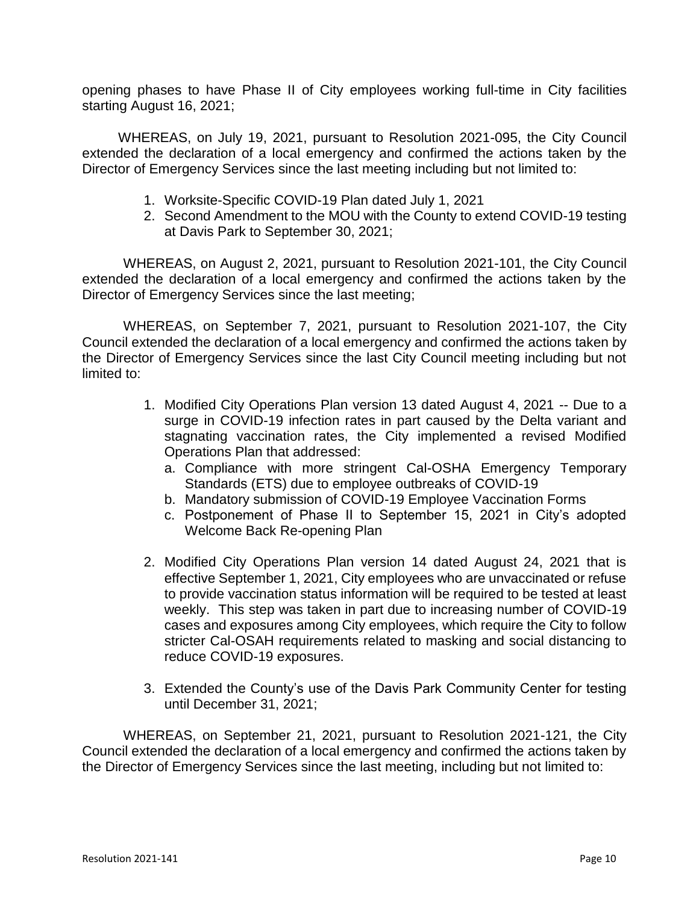opening phases to have Phase II of City employees working full-time in City facilities starting August 16, 2021;

WHEREAS, on July 19, 2021, pursuant to Resolution 2021-095, the City Council extended the declaration of a local emergency and confirmed the actions taken by the Director of Emergency Services since the last meeting including but not limited to:

1. Worksite-Specific COVID-19 Plan dated July 1, 2021
2. Second Amendment to the MOU with the County to extend COVID-19 testing at Davis Park to September 30, 2021;

WHEREAS, on August 2, 2021, pursuant to Resolution 2021-101, the City Council extended the declaration of a local emergency and confirmed the actions taken by the Director of Emergency Services since the last meeting;

WHEREAS, on September 7, 2021, pursuant to Resolution 2021-107, the City Council extended the declaration of a local emergency and confirmed the actions taken by the Director of Emergency Services since the last City Council meeting including but not limited to:

1. Modified City Operations Plan version 13 dated August 4, 2021 -- Due to a surge in COVID-19 infection rates in part caused by the Delta variant and stagnating vaccination rates, the City implemented a revised Modified Operations Plan that addressed:
   a. Compliance with more stringent Cal-OSHA Emergency Temporary Standards (ETS) due to employee outbreaks of COVID-19
   b. Mandatory submission of COVID-19 Employee Vaccination Forms
   c. Postponement of Phase II to September 15, 2021 in City's adopted Welcome Back Re-opening Plan

2. Modified City Operations Plan version 14 dated August 24, 2021 that is effective September 1, 2021, City employees who are unvaccinated or refuse to provide vaccination status information will be required to be tested at least weekly. This step was taken in part due to increasing number of COVID-19 cases and exposures among City employees, which require the City to follow stricter Cal-OSAH requirements related to masking and social distancing to reduce COVID-19 exposures.

3. Extended the County's use of the Davis Park Community Center for testing until December 31, 2021;

WHEREAS, on September 21, 2021, pursuant to Resolution 2021-121, the City Council extended the declaration of a local emergency and confirmed the actions taken by the Director of Emergency Services since the last meeting, including but not limited to: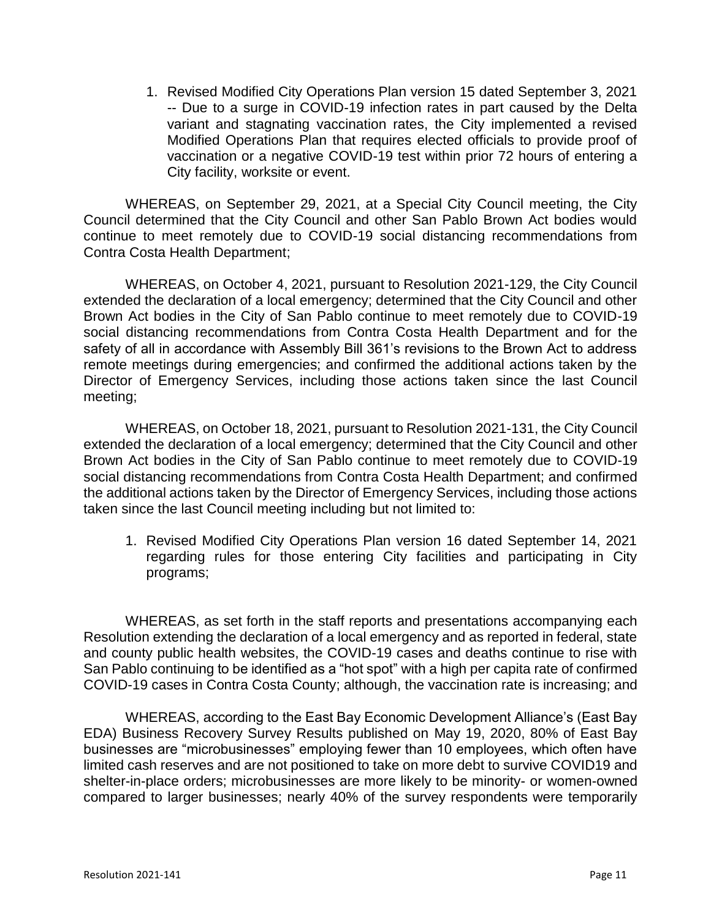1. Revised Modified City Operations Plan version 15 dated September 3, 2021 -- Due to a surge in COVID-19 infection rates in part caused by the Delta variant and stagnating vaccination rates, the City implemented a revised Modified Operations Plan that requires elected officials to provide proof of vaccination or a negative COVID-19 test within prior 72 hours of entering a City facility, worksite or event.

WHEREAS, on September 29, 2021, at a Special City Council meeting, the City Council determined that the City Council and other San Pablo Brown Act bodies would continue to meet remotely due to COVID-19 social distancing recommendations from Contra Costa Health Department;

WHEREAS, on October 4, 2021, pursuant to Resolution 2021-129, the City Council extended the declaration of a local emergency; determined that the City Council and other Brown Act bodies in the City of San Pablo continue to meet remotely due to COVID-19 social distancing recommendations from Contra Costa Health Department and for the safety of all in accordance with Assembly Bill 361's revisions to the Brown Act to address remote meetings during emergencies; and confirmed the additional actions taken by the Director of Emergency Services, including those actions taken since the last Council meeting;

WHEREAS, on October 18, 2021, pursuant to Resolution 2021-131, the City Council extended the declaration of a local emergency; determined that the City Council and other Brown Act bodies in the City of San Pablo continue to meet remotely due to COVID-19 social distancing recommendations from Contra Costa Health Department; and confirmed the additional actions taken by the Director of Emergency Services, including those actions taken since the last Council meeting including but not limited to:

1. Revised Modified City Operations Plan version 16 dated September 14, 2021 regarding rules for those entering City facilities and participating in City programs;

WHEREAS, as set forth in the staff reports and presentations accompanying each Resolution extending the declaration of a local emergency and as reported in federal, state and county public health websites, the COVID-19 cases and deaths continue to rise with San Pablo continuing to be identified as a "hot spot" with a high per capita rate of confirmed COVID-19 cases in Contra Costa County; although, the vaccination rate is increasing; and

WHEREAS, according to the East Bay Economic Development Alliance's (East Bay EDA) Business Recovery Survey Results published on May 19, 2020, 80% of East Bay businesses are "microbusinesses" employing fewer than 10 employees, which often have limited cash reserves and are not positioned to take on more debt to survive COVID19 and shelter-in-place orders; microbusinesses are more likely to be minority- or women-owned compared to larger businesses; nearly 40% of the survey respondents were temporarily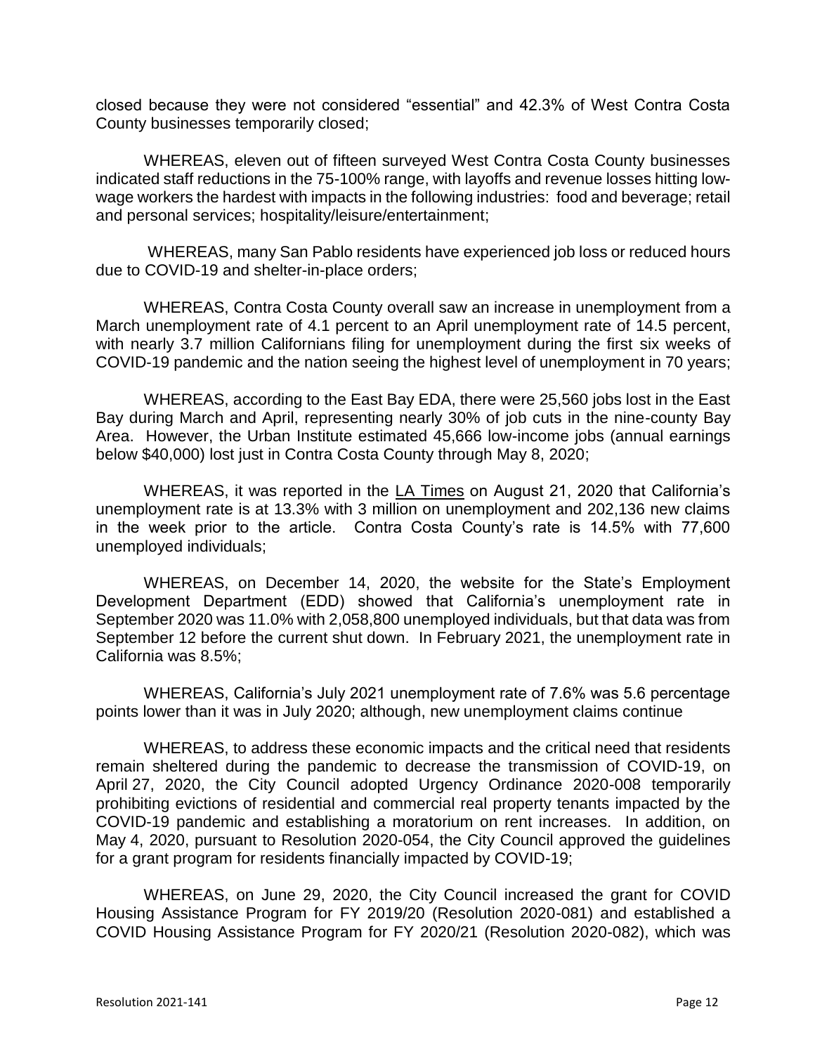closed because they were not considered "essential" and 42.3% of West Contra Costa County businesses temporarily closed;

WHEREAS, eleven out of fifteen surveyed West Contra Costa County businesses indicated staff reductions in the 75-100% range, with layoffs and revenue losses hitting low-wage workers the hardest with impacts in the following industries: food and beverage; retail and personal services; hospitality/leisure/entertainment;

WHEREAS, many San Pablo residents have experienced job loss or reduced hours due to COVID-19 and shelter-in-place orders;

WHEREAS, Contra Costa County overall saw an increase in unemployment from a March unemployment rate of 4.1 percent to an April unemployment rate of 14.5 percent, with nearly 3.7 million Californians filing for unemployment during the first six weeks of COVID-19 pandemic and the nation seeing the highest level of unemployment in 70 years;

WHEREAS, according to the East Bay EDA, there were 25,560 jobs lost in the East Bay during March and April, representing nearly 30% of job cuts in the nine-county Bay Area. However, the Urban Institute estimated 45,666 low-income jobs (annual earnings below $40,000) lost just in Contra Costa County through May 8, 2020;

WHEREAS, it was reported in the LA Times on August 21, 2020 that California's unemployment rate is at 13.3% with 3 million on unemployment and 202,136 new claims in the week prior to the article. Contra Costa County's rate is 14.5% with 77,600 unemployed individuals;

WHEREAS, on December 14, 2020, the website for the State's Employment Development Department (EDD) showed that California's unemployment rate in September 2020 was 11.0% with 2,058,800 unemployed individuals, but that data was from September 12 before the current shut down. In February 2021, the unemployment rate in California was 8.5%;

WHEREAS, California's July 2021 unemployment rate of 7.6% was 5.6 percentage points lower than it was in July 2020; although, new unemployment claims continue

WHEREAS, to address these economic impacts and the critical need that residents remain sheltered during the pandemic to decrease the transmission of COVID-19, on April 27, 2020, the City Council adopted Urgency Ordinance 2020-008 temporarily prohibiting evictions of residential and commercial real property tenants impacted by the COVID-19 pandemic and establishing a moratorium on rent increases. In addition, on May 4, 2020, pursuant to Resolution 2020-054, the City Council approved the guidelines for a grant program for residents financially impacted by COVID-19;

WHEREAS, on June 29, 2020, the City Council increased the grant for COVID Housing Assistance Program for FY 2019/20 (Resolution 2020-081) and established a COVID Housing Assistance Program for FY 2020/21 (Resolution 2020-082), which was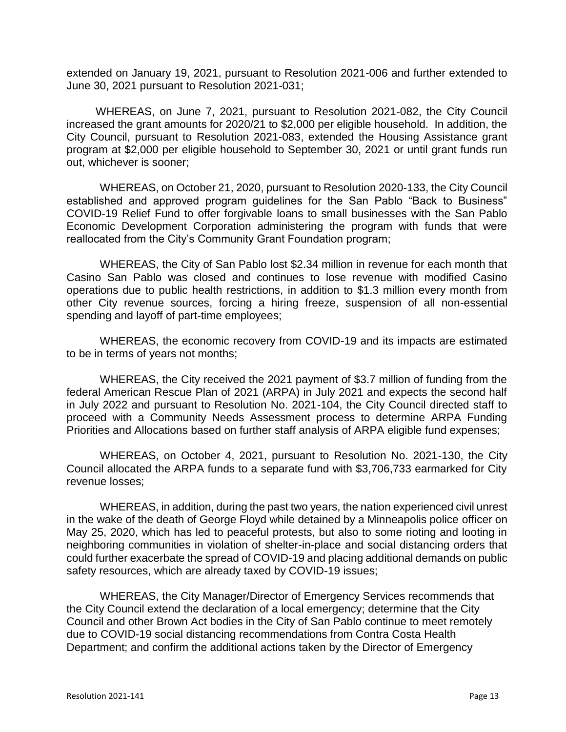extended on January 19, 2021, pursuant to Resolution 2021-006 and further extended to June 30, 2021 pursuant to Resolution 2021-031;

WHEREAS, on June 7, 2021, pursuant to Resolution 2021-082, the City Council increased the grant amounts for 2020/21 to $2,000 per eligible household. In addition, the City Council, pursuant to Resolution 2021-083, extended the Housing Assistance grant program at $2,000 per eligible household to September 30, 2021 or until grant funds run out, whichever is sooner;

WHEREAS, on October 21, 2020, pursuant to Resolution 2020-133, the City Council established and approved program guidelines for the San Pablo "Back to Business" COVID-19 Relief Fund to offer forgivable loans to small businesses with the San Pablo Economic Development Corporation administering the program with funds that were reallocated from the City's Community Grant Foundation program;

WHEREAS, the City of San Pablo lost $2.34 million in revenue for each month that Casino San Pablo was closed and continues to lose revenue with modified Casino operations due to public health restrictions, in addition to $1.3 million every month from other City revenue sources, forcing a hiring freeze, suspension of all non-essential spending and layoff of part-time employees;

WHEREAS, the economic recovery from COVID-19 and its impacts are estimated to be in terms of years not months;

WHEREAS, the City received the 2021 payment of $3.7 million of funding from the federal American Rescue Plan of 2021 (ARPA) in July 2021 and expects the second half in July 2022 and pursuant to Resolution No. 2021-104, the City Council directed staff to proceed with a Community Needs Assessment process to determine ARPA Funding Priorities and Allocations based on further staff analysis of ARPA eligible fund expenses;

WHEREAS, on October 4, 2021, pursuant to Resolution No. 2021-130, the City Council allocated the ARPA funds to a separate fund with $3,706,733 earmarked for City revenue losses;

WHEREAS, in addition, during the past two years, the nation experienced civil unrest in the wake of the death of George Floyd while detained by a Minneapolis police officer on May 25, 2020, which has led to peaceful protests, but also to some rioting and looting in neighboring communities in violation of shelter-in-place and social distancing orders that could further exacerbate the spread of COVID-19 and placing additional demands on public safety resources, which are already taxed by COVID-19 issues;

WHEREAS, the City Manager/Director of Emergency Services recommends that the City Council extend the declaration of a local emergency; determine that the City Council and other Brown Act bodies in the City of San Pablo continue to meet remotely due to COVID-19 social distancing recommendations from Contra Costa Health Department; and confirm the additional actions taken by the Director of Emergency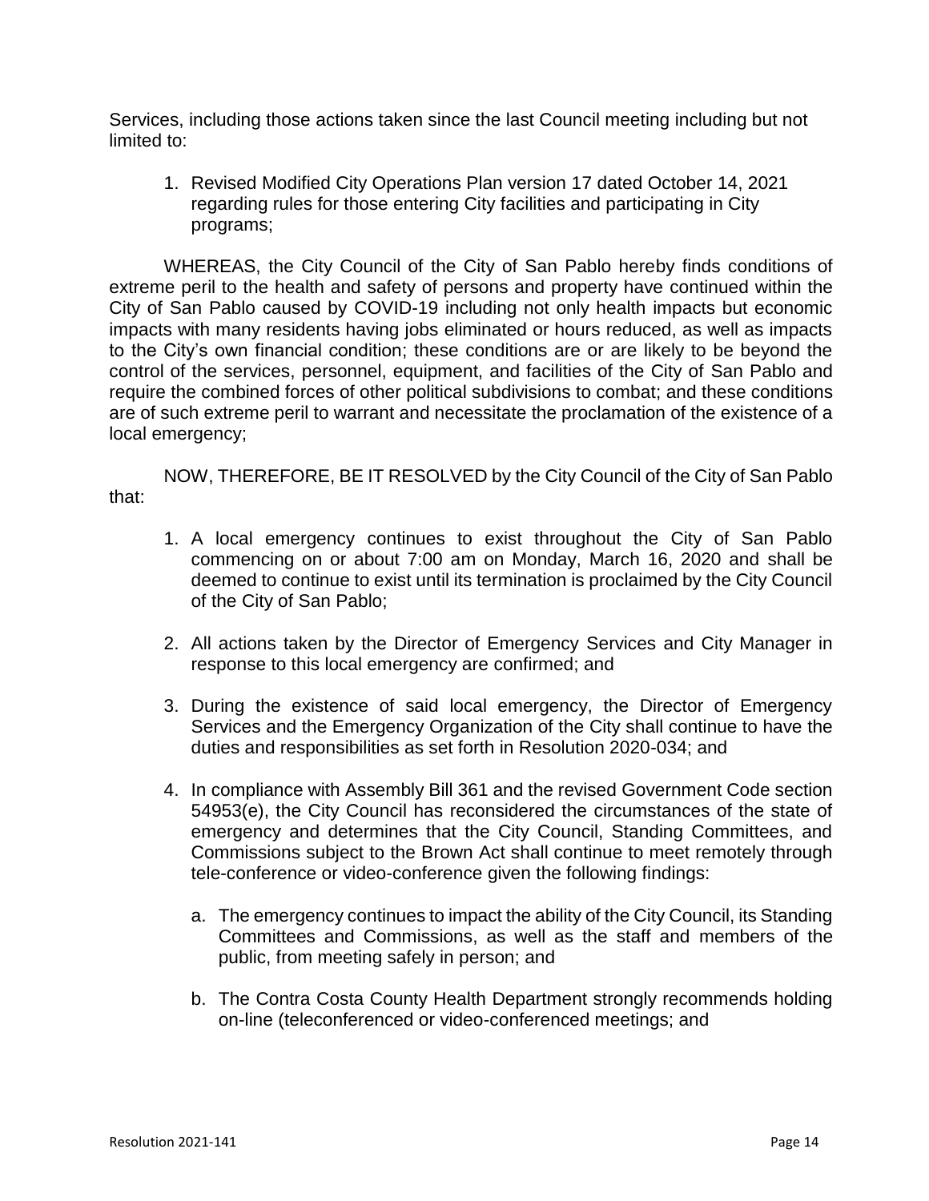Services, including those actions taken since the last Council meeting including but not limited to:

1. Revised Modified City Operations Plan version 17 dated October 14, 2021 regarding rules for those entering City facilities and participating in City programs;

WHEREAS, the City Council of the City of San Pablo hereby finds conditions of extreme peril to the health and safety of persons and property have continued within the City of San Pablo caused by COVID-19 including not only health impacts but economic impacts with many residents having jobs eliminated or hours reduced, as well as impacts to the City's own financial condition; these conditions are or are likely to be beyond the control of the services, personnel, equipment, and facilities of the City of San Pablo and require the combined forces of other political subdivisions to combat; and these conditions are of such extreme peril to warrant and necessitate the proclamation of the existence of a local emergency;

NOW, THEREFORE, BE IT RESOLVED by the City Council of the City of San Pablo that:

1. A local emergency continues to exist throughout the City of San Pablo commencing on or about 7:00 am on Monday, March 16, 2020 and shall be deemed to continue to exist until its termination is proclaimed by the City Council of the City of San Pablo;

2. All actions taken by the Director of Emergency Services and City Manager in response to this local emergency are confirmed; and

3. During the existence of said local emergency, the Director of Emergency Services and the Emergency Organization of the City shall continue to have the duties and responsibilities as set forth in Resolution 2020-034; and

4. In compliance with Assembly Bill 361 and the revised Government Code section 54953(e), the City Council has reconsidered the circumstances of the state of emergency and determines that the City Council, Standing Committees, and Commissions subject to the Brown Act shall continue to meet remotely through tele-conference or video-conference given the following findings:

   a. The emergency continues to impact the ability of the City Council, its Standing Committees and Commissions, as well as the staff and members of the public, from meeting safely in person; and

   b. The Contra Costa County Health Department strongly recommends holding on-line (teleconferenced or video-conferenced meetings; and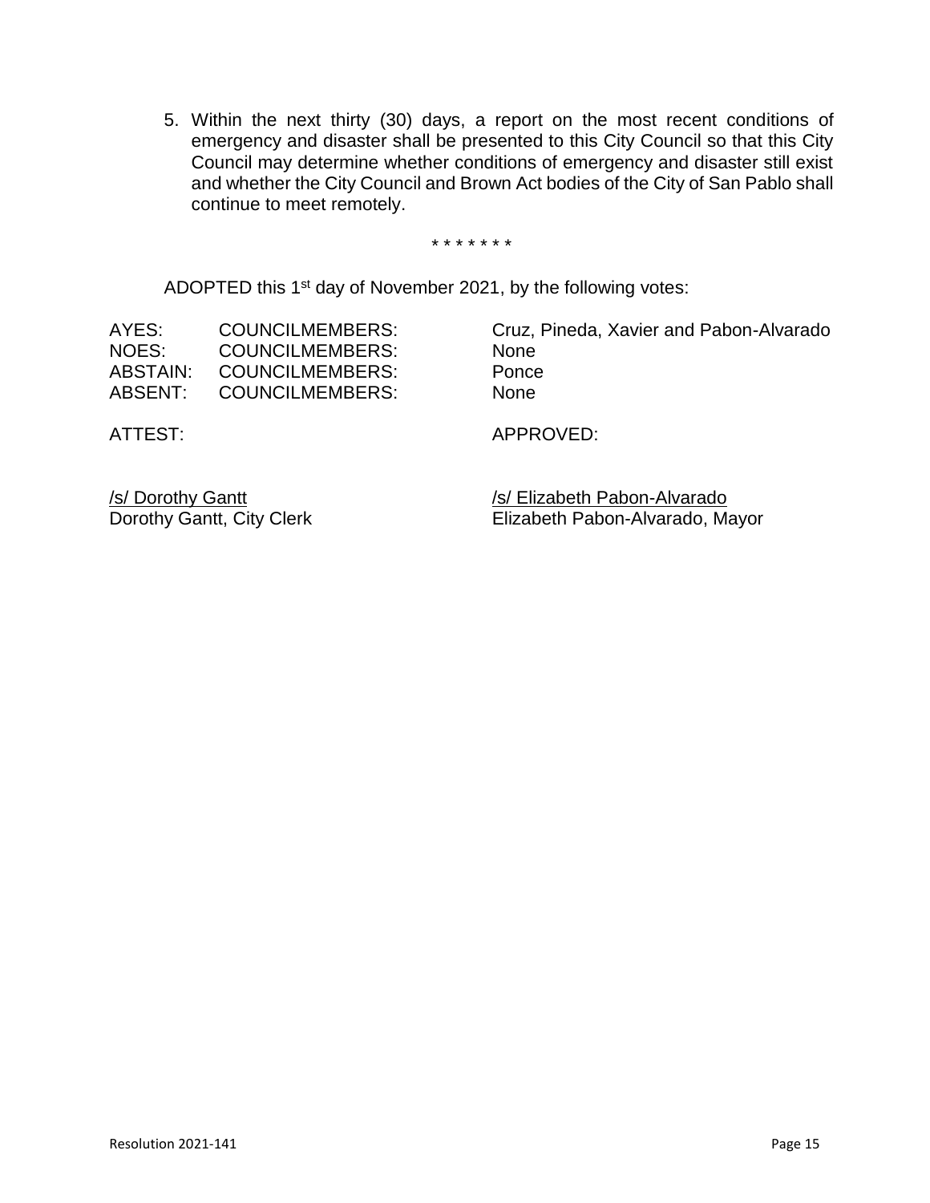5. Within the next thirty (30) days, a report on the most recent conditions of emergency and disaster shall be presented to this City Council so that this City Council may determine whether conditions of emergency and disaster still exist and whether the City Council and Brown Act bodies of the City of San Pablo shall continue to meet remotely.

\* \* \* \* \* \* \*

ADOPTED this 1st day of November 2021, by the following votes:

| | | |
|---|---|---|
| AYES: | COUNCILMEMBERS: | Cruz, Pineda, Xavier and Pabon-Alvarado |
| NOES: | COUNCILMEMBERS: | None |
| ABSTAIN: | COUNCILMEMBERS: | Ponce |
| ABSENT: | COUNCILMEMBERS: | None |

ATTEST:

/s/ Dorothy Gantt
Dorothy Gantt, City Clerk

APPROVED:

/s/ Elizabeth Pabon-Alvarado
Elizabeth Pabon-Alvarado, Mayor

Resolution 2021-141